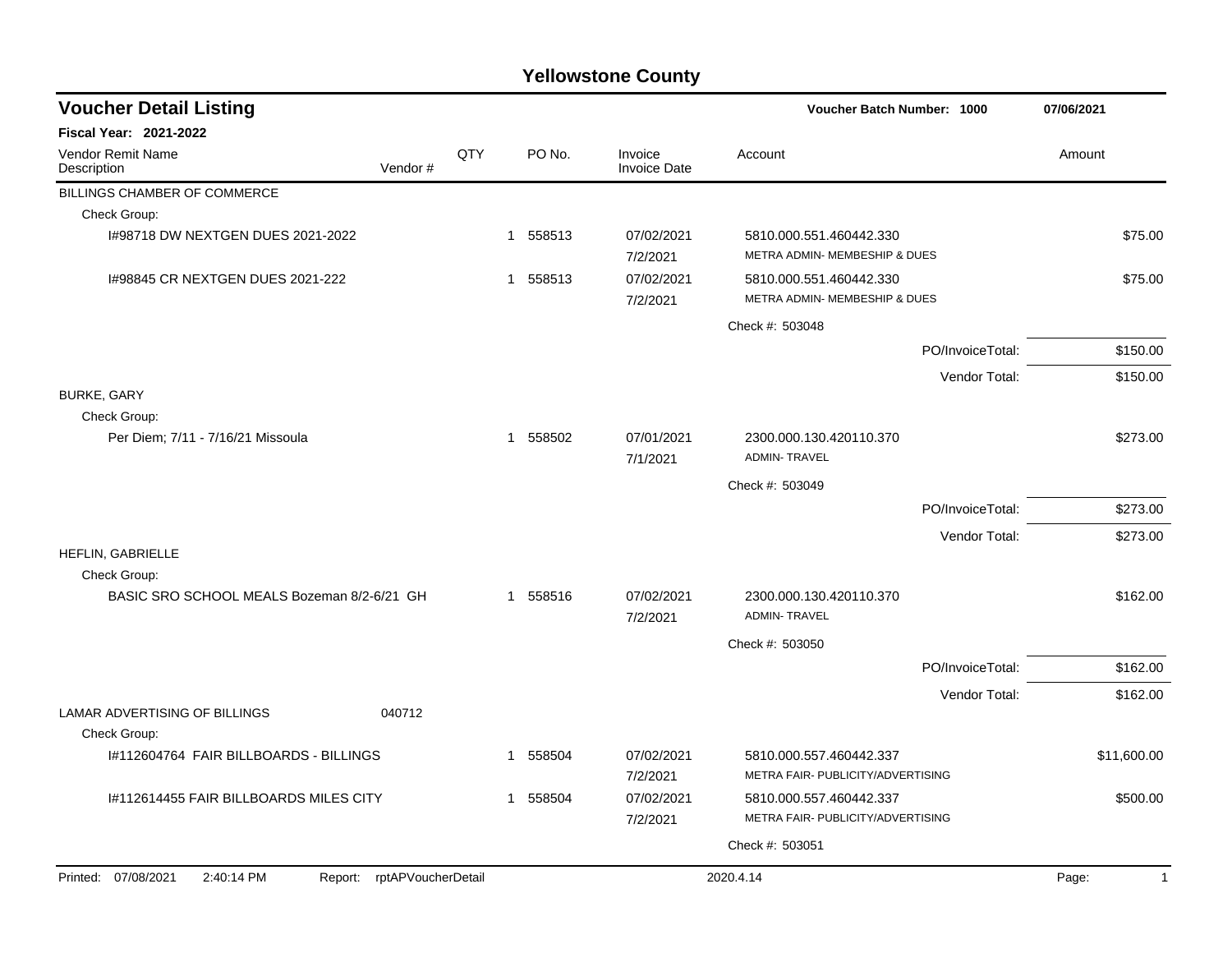# Yellowstone County

## Voucher Detail Listing

**Voucher Batch Number: 1000** — **07/06/2021**

**Fiscal Year: 2021-2022**

| Vendor Remit Name / Description | Vendor # | QTY | PO No. | Invoice / Invoice Date | Account | Amount |
|---|---|---|---|---|---|---|
| BILLINGS CHAMBER OF COMMERCE | | | | | | |
| Check Group: | | | | | | |
| I#98718 DW NEXTGEN DUES 2021-2022 | | 1 | 558513 | 07/02/2021 7/2/2021 | 5810.000.551.460442.330 METRA ADMIN- MEMBESHIP & DUES | $75.00 |
| I#98845 CR NEXTGEN DUES 2021-222 | | 1 | 558513 | 07/02/2021 7/2/2021 | 5810.000.551.460442.330 METRA ADMIN- MEMBESHIP & DUES | $75.00 |
| | | | | | Check #: 503048 | |
| | | | | | PO/InvoiceTotal: | $150.00 |
| | | | | | Vendor Total: | $150.00 |
| BURKE, GARY | | | | | | |
| Check Group: | | | | | | |
| Per Diem; 7/11 - 7/16/21 Missoula | | 1 | 558502 | 07/01/2021 7/1/2021 | 2300.000.130.420110.370 ADMIN- TRAVEL | $273.00 |
| | | | | | Check #: 503049 | |
| | | | | | PO/InvoiceTotal: | $273.00 |
| | | | | | Vendor Total: | $273.00 |
| HEFLIN, GABRIELLE | | | | | | |
| Check Group: | | | | | | |
| BASIC SRO SCHOOL MEALS Bozeman 8/2-6/21 GH | | 1 | 558516 | 07/02/2021 7/2/2021 | 2300.000.130.420110.370 ADMIN- TRAVEL | $162.00 |
| | | | | | Check #: 503050 | |
| | | | | | PO/InvoiceTotal: | $162.00 |
| | | | | | Vendor Total: | $162.00 |
| LAMAR ADVERTISING OF BILLINGS | 040712 | | | | | |
| Check Group: | | | | | | |
| I#112604764 FAIR BILLBOARDS - BILLINGS | | 1 | 558504 | 07/02/2021 7/2/2021 | 5810.000.557.460442.337 METRA FAIR- PUBLICITY/ADVERTISING | $11,600.00 |
| I#112614455 FAIR BILLBOARDS MILES CITY | | 1 | 558504 | 07/02/2021 7/2/2021 | 5810.000.557.460442.337 METRA FAIR- PUBLICITY/ADVERTISING | $500.00 |
| | | | | | Check #: 503051 | |

Printed: 07/08/2021 2:40:14 PM Report: rptAPVoucherDetail 2020.4.14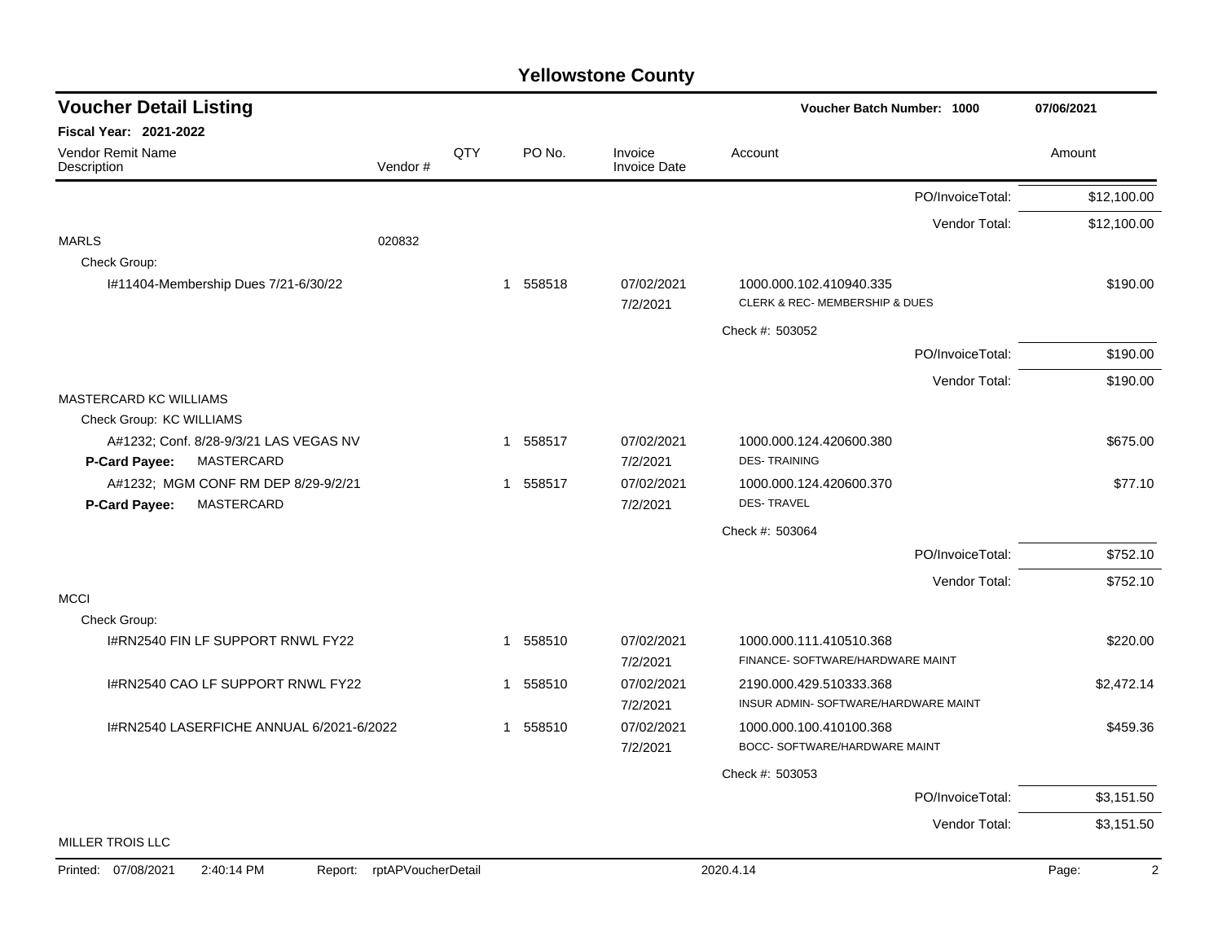# Yellowstone County

## Voucher Detail Listing

**Voucher Batch Number: 1000** — 07/06/2021

**Fiscal Year: 2021-2022**

| Vendor Remit Name / Description | Vendor # | QTY | PO No. | Invoice / Invoice Date | Account | Amount |
|---|---|---|---|---|---|---|
| | | | | | PO/InvoiceTotal: | $12,100.00 |
| | | | | | Vendor Total: | $12,100.00 |
| MARLS | 020832 | | | | | |
| Check Group: | | | | | | |
| I#11404-Membership Dues 7/21-6/30/22 | | 1 | 558518 | 07/02/2021 7/2/2021 | 1000.000.102.410940.335 CLERK & REC- MEMBERSHIP & DUES | $190.00 |
| | | | | | Check #: 503052 | |
| | | | | | PO/InvoiceTotal: | $190.00 |
| | | | | | Vendor Total: | $190.00 |
| MASTERCARD KC WILLIAMS | | | | | | |
| Check Group: KC WILLIAMS | | | | | | |
| A#1232; Conf. 8/28-9/3/21 LAS VEGAS NV **P-Card Payee:** MASTERCARD | | 1 | 558517 | 07/02/2021 7/2/2021 | 1000.000.124.420600.380 DES- TRAINING | $675.00 |
| A#1232; MGM CONF RM DEP 8/29-9/2/21 **P-Card Payee:** MASTERCARD | | 1 | 558517 | 07/02/2021 7/2/2021 | 1000.000.124.420600.370 DES- TRAVEL | $77.10 |
| | | | | | Check #: 503064 | |
| | | | | | PO/InvoiceTotal: | $752.10 |
| | | | | | Vendor Total: | $752.10 |
| MCCI | | | | | | |
| Check Group: | | | | | | |
| I#RN2540 FIN LF SUPPORT RNWL FY22 | | 1 | 558510 | 07/02/2021 7/2/2021 | 1000.000.111.410510.368 FINANCE- SOFTWARE/HARDWARE MAINT | $220.00 |
| I#RN2540 CAO LF SUPPORT RNWL FY22 | | 1 | 558510 | 07/02/2021 7/2/2021 | 2190.000.429.510333.368 INSUR ADMIN- SOFTWARE/HARDWARE MAINT | $2,472.14 |
| I#RN2540 LASERFICHE ANNUAL 6/2021-6/2022 | | 1 | 558510 | 07/02/2021 7/2/2021 | 1000.000.100.410100.368 BOCC- SOFTWARE/HARDWARE MAINT | $459.36 |
| | | | | | Check #: 503053 | |
| | | | | | PO/InvoiceTotal: | $3,151.50 |
| | | | | | Vendor Total: | $3,151.50 |
| MILLER TROIS LLC | | | | | | |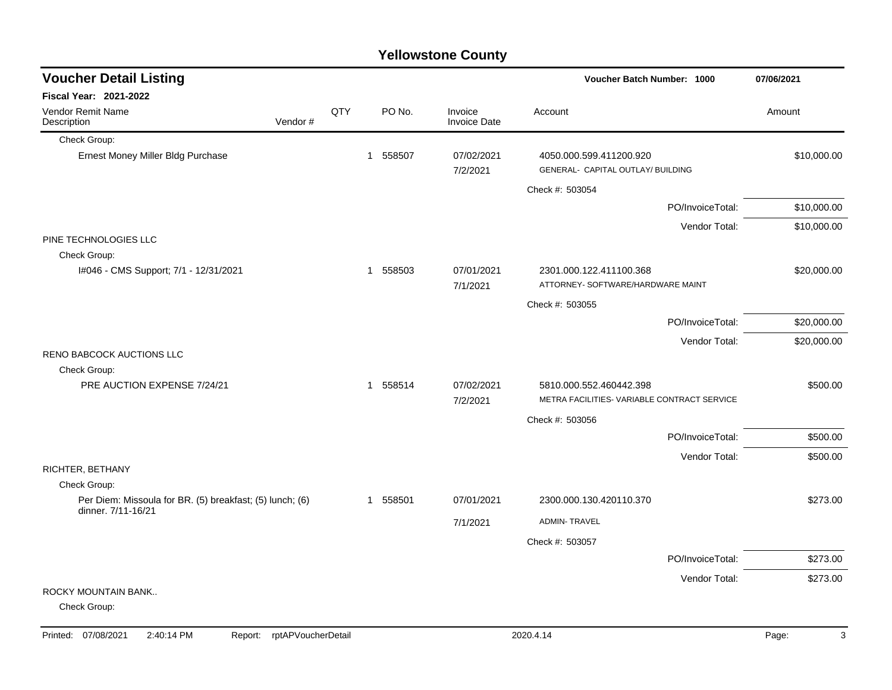# Yellowstone County

## Voucher Detail Listing

**Voucher Batch Number: 1000** — 07/06/2021

**Fiscal Year: 2021-2022**

| Vendor Remit Name / Description | Vendor # | QTY | PO No. | Invoice / Invoice Date | Account | Amount |
|---|---|---|---|---|---|---|
| Check Group: | | | | | | |
| Ernest Money Miller Bldg Purchase | | 1 | 558507 | 07/02/2021<br>7/2/2021 | 4050.000.599.411200.920<br>GENERAL- CAPITAL OUTLAY/ BUILDING | $10,000.00 |
| | | | | | Check #: 503054 | |
| | | | | | PO/InvoiceTotal: | $10,000.00 |
| | | | | | Vendor Total: | $10,000.00 |
| PINE TECHNOLOGIES LLC | | | | | | |
| Check Group: | | | | | | |
| I#046 - CMS Support; 7/1 - 12/31/2021 | | 1 | 558503 | 07/01/2021<br>7/1/2021 | 2301.000.122.411100.368<br>ATTORNEY- SOFTWARE/HARDWARE MAINT | $20,000.00 |
| | | | | | Check #: 503055 | |
| | | | | | PO/InvoiceTotal: | $20,000.00 |
| | | | | | Vendor Total: | $20,000.00 |
| RENO BABCOCK AUCTIONS LLC | | | | | | |
| Check Group: | | | | | | |
| PRE AUCTION EXPENSE 7/24/21 | | 1 | 558514 | 07/02/2021<br>7/2/2021 | 5810.000.552.460442.398<br>METRA FACILITIES- VARIABLE CONTRACT SERVICE | $500.00 |
| | | | | | Check #: 503056 | |
| | | | | | PO/InvoiceTotal: | $500.00 |
| | | | | | Vendor Total: | $500.00 |
| RICHTER, BETHANY | | | | | | |
| Check Group: | | | | | | |
| Per Diem: Missoula for BR. (5) breakfast; (5) lunch; (6) dinner. 7/11-16/21 | | 1 | 558501 | 07/01/2021<br>7/1/2021 | 2300.000.130.420110.370<br>ADMIN- TRAVEL | $273.00 |
| | | | | | Check #: 503057 | |
| | | | | | PO/InvoiceTotal: | $273.00 |
| | | | | | Vendor Total: | $273.00 |
| ROCKY MOUNTAIN BANK.. | | | | | | |
| Check Group: | | | | | | |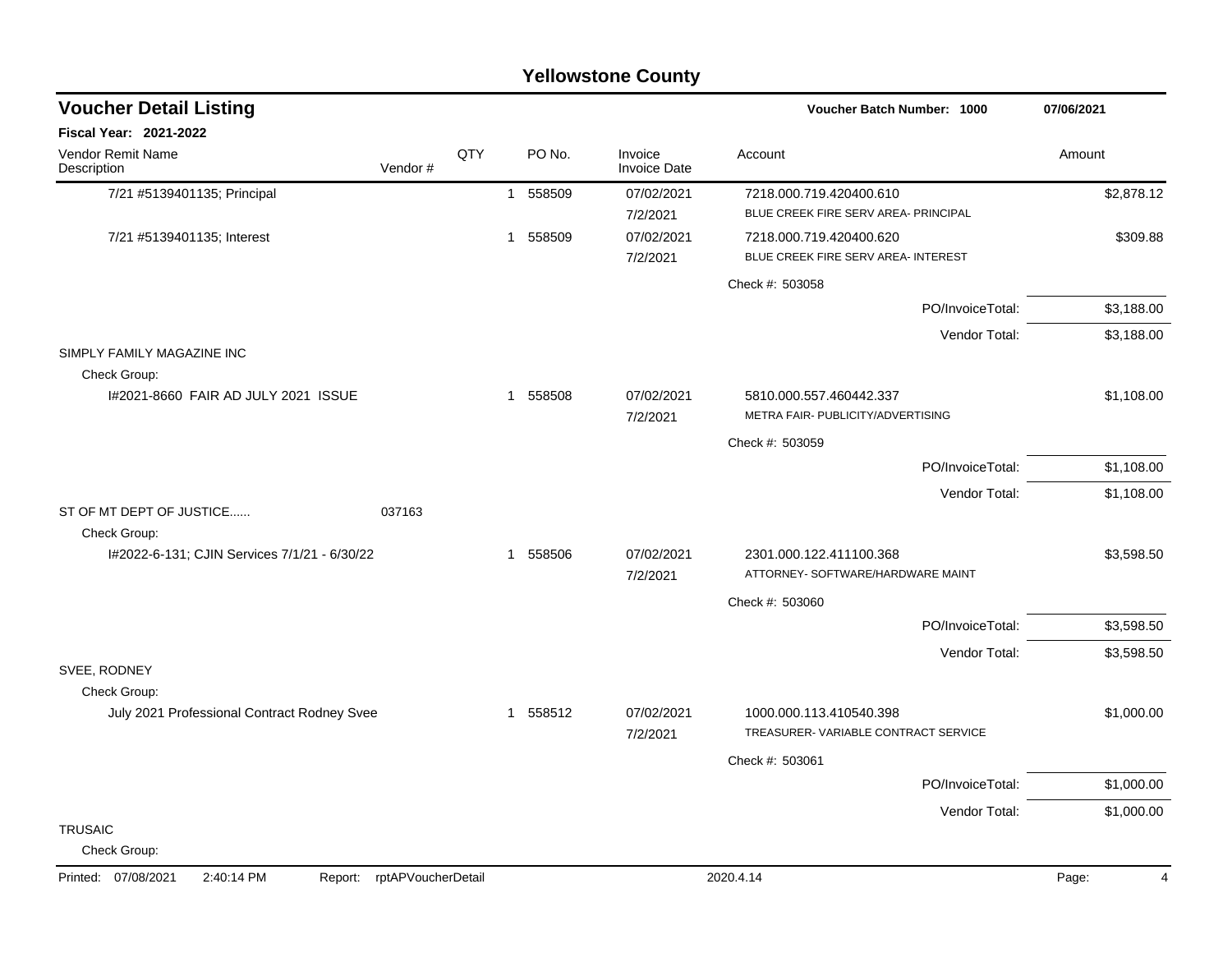# Yellowstone County

## Voucher Detail Listing

**Voucher Batch Number: 1000** — 07/06/2021

**Fiscal Year: 2021-2022**

| Vendor Remit Name / Description | Vendor # | QTY | PO No. | Invoice / Invoice Date | Account | Amount |
|---|---|---|---|---|---|---|
| 7/21 #5139401135; Principal | | 1 | 558509 | 07/02/2021 / 7/2/2021 | 7218.000.719.420400.610 BLUE CREEK FIRE SERV AREA- PRINCIPAL | $2,878.12 |
| 7/21 #5139401135; Interest | | 1 | 558509 | 07/02/2021 / 7/2/2021 | 7218.000.719.420400.620 BLUE CREEK FIRE SERV AREA- INTEREST | $309.88 |
| | | | | | Check #: 503058 | |
| | | | | | PO/InvoiceTotal: | $3,188.00 |
| | | | | | Vendor Total: | $3,188.00 |
| SIMPLY FAMILY MAGAZINE INC | | | | | | |
| Check Group: | | | | | | |
| I#2021-8660 FAIR AD JULY 2021 ISSUE | | 1 | 558508 | 07/02/2021 / 7/2/2021 | 5810.000.557.460442.337 METRA FAIR- PUBLICITY/ADVERTISING | $1,108.00 |
| | | | | | Check #: 503059 | |
| | | | | | PO/InvoiceTotal: | $1,108.00 |
| | | | | | Vendor Total: | $1,108.00 |
| ST OF MT DEPT OF JUSTICE...... | 037163 | | | | | |
| Check Group: | | | | | | |
| I#2022-6-131; CJIN Services 7/1/21 - 6/30/22 | | 1 | 558506 | 07/02/2021 / 7/2/2021 | 2301.000.122.411100.368 ATTORNEY- SOFTWARE/HARDWARE MAINT | $3,598.50 |
| | | | | | Check #: 503060 | |
| | | | | | PO/InvoiceTotal: | $3,598.50 |
| | | | | | Vendor Total: | $3,598.50 |
| SVEE, RODNEY | | | | | | |
| Check Group: | | | | | | |
| July 2021 Professional Contract Rodney Svee | | 1 | 558512 | 07/02/2021 / 7/2/2021 | 1000.000.113.410540.398 TREASURER- VARIABLE CONTRACT SERVICE | $1,000.00 |
| | | | | | Check #: 503061 | |
| | | | | | PO/InvoiceTotal: | $1,000.00 |
| | | | | | Vendor Total: | $1,000.00 |
| TRUSAIC | | | | | | |
| Check Group: | | | | | | |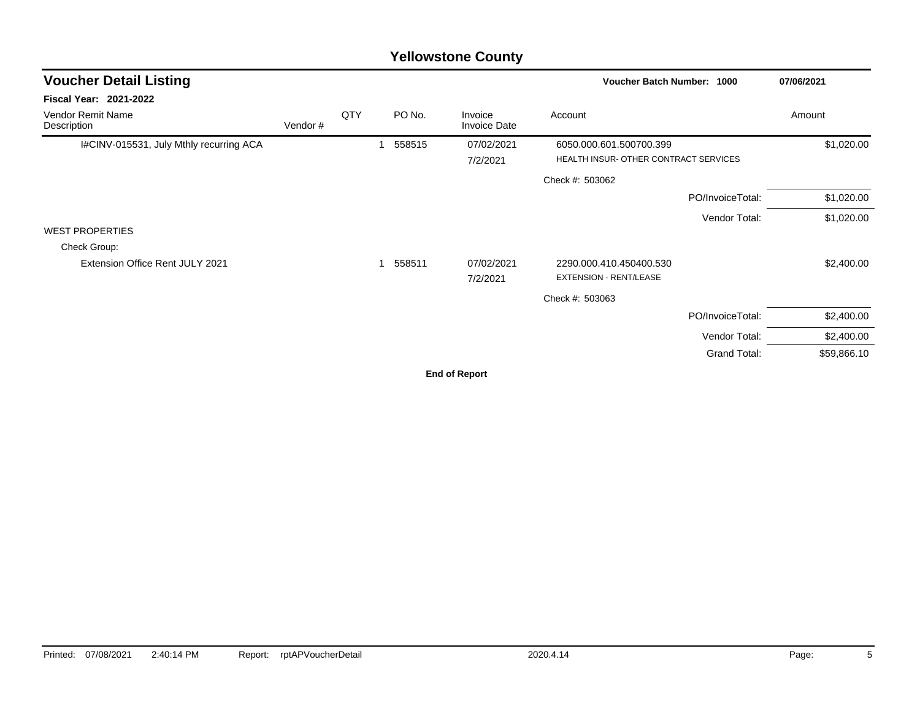# Yellowstone County

## Voucher Detail Listing

**Voucher Batch Number: 1000** | **07/06/2021**

**Fiscal Year: 2021-2022**

| Vendor Remit Name / Description | Vendor # | QTY | PO No. | Invoice / Invoice Date | Account | Amount |
|---|---|---|---|---|---|---|
| I#CINV-015531, July Mthly recurring ACA | | 1 | 558515 | 07/02/2021 / 7/2/2021 | 6050.000.601.500700.399 HEALTH INSUR- OTHER CONTRACT SERVICES | $1,020.00 |
| | | | | | Check #: 503062 | |
| | | | | | PO/InvoiceTotal: | $1,020.00 |
| | | | | | Vendor Total: | $1,020.00 |
| WEST PROPERTIES | | | | | | |
| Check Group: | | | | | | |
| Extension Office Rent JULY 2021 | | 1 | 558511 | 07/02/2021 / 7/2/2021 | 2290.000.410.450400.530 EXTENSION - RENT/LEASE | $2,400.00 |
| | | | | | Check #: 503063 | |
| | | | | | PO/InvoiceTotal: | $2,400.00 |
| | | | | | Vendor Total: | $2,400.00 |
| | | | | | Grand Total: | $59,866.10 |

**End of Report**